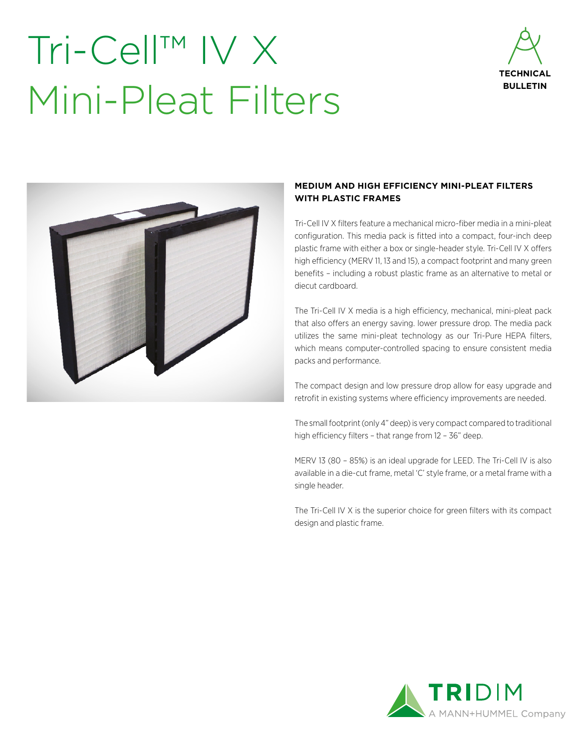# Tri-Cell™ IV X Mini-Pleat Filters

TECHNICAL BULLETIN

**MEDIUM AND HIGH EFFICIENCY MINI-PLEAT FILTERS WITH PLASTIC FRAMES**

Tri-Cell IV X filters feature a mechanical micro-fiber media in a mini-pleat configuration. This media pack is fitted into a compact, four-inch deep plastic frame with either a box or single-header style. Tri-Cell IV X offers high efficiency (MERV 11, 13 and 15), a compact footprint and many green benefits – including a robust plastic frame as an alternative to metal or diecut cardboard.

The Tri-Cell IV X media is a high efficiency, mechanical, mini-pleat pack that also offers an energy saving. lower pressure drop. The media pack utilizes the same mini-pleat technology as our Tri-Pure HEPA filters, which means computer-controlled spacing to ensure consistent media packs and performance.

The compact design and low pressure drop allow for easy upgrade and retrofit in existing systems where efficiency improvements are needed.

The small footprint (only 4" deep) is very compact compared to traditional high efficiency filters – that range from 12 – 36" deep.

MERV 13 (80 – 85%) is an ideal upgrade for LEED. The Tri-Cell IV is also available in a die-cut frame, metal 'C' style frame, or a metal frame with a single header.

The Tri-Cell IV X is the superior choice for green filters with its compact design and plastic frame.

TRIDIM
A MANN+HUMMEL Company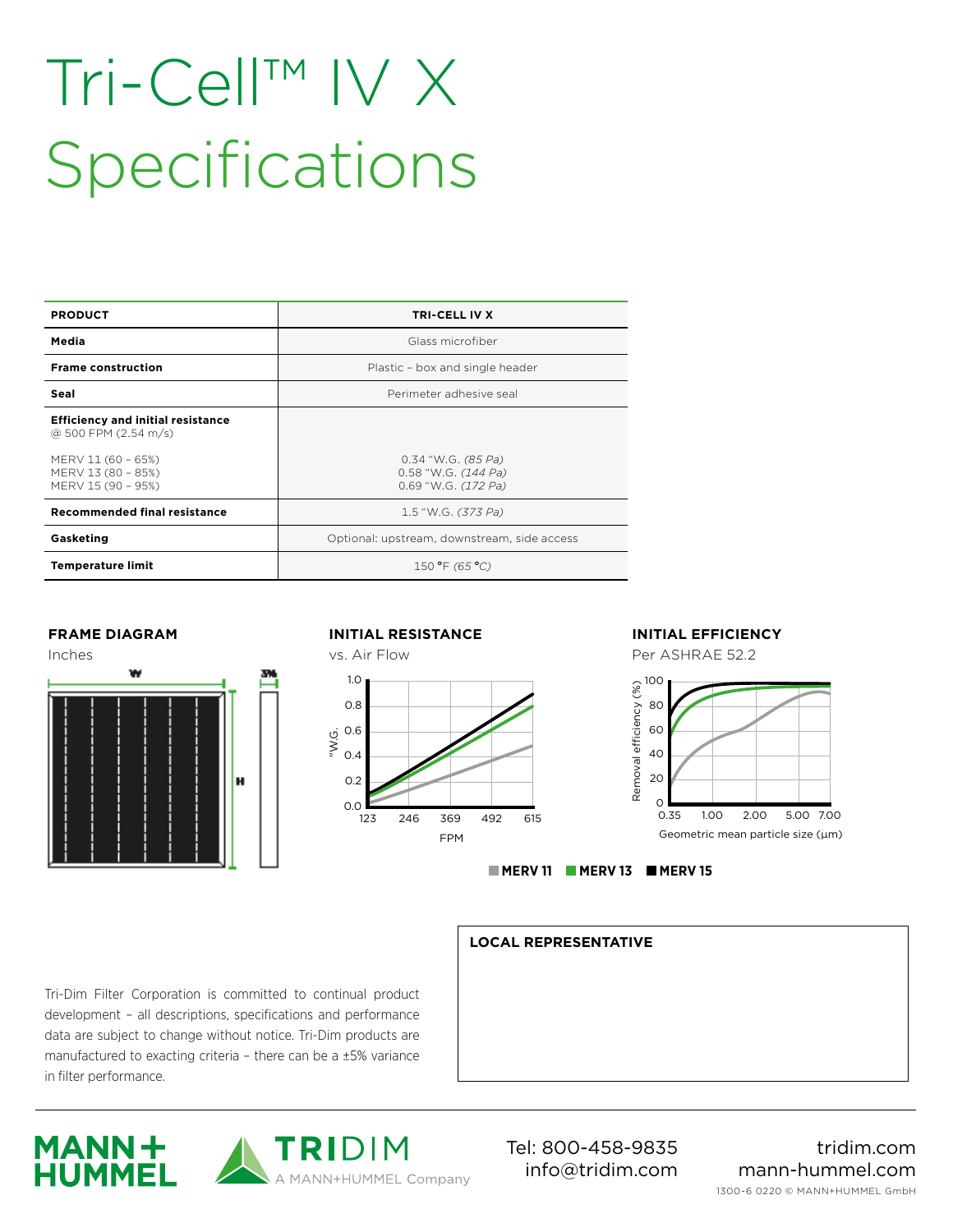# Tri-Cell™ IV X Specifications

| PRODUCT | TRI-CELL IV X |
|---|---|
| **Media** | Glass microfiber |
| **Frame construction** | Plastic – box and single header |
| **Seal** | Perimeter adhesive seal |
| **Efficiency and initial resistance** @ 500 FPM (2.54 m/s) | |
| MERV 11 (60 – 65%) | 0.34 "W.G. *(85 Pa)* |
| MERV 13 (80 – 85%) | 0.58 "W.G. *(144 Pa)* |
| MERV 15 (90 – 95%) | 0.69 "W.G. *(172 Pa)* |
| **Recommended final resistance** | 1.5 "W.G. *(373 Pa)* |
| **Gasketing** | Optional: upstream, downstream, side access |
| **Temperature limit** | 150 °F *(65 °C)* |

### FRAME DIAGRAM

Inches

W

3⅝

H

### INITIAL RESISTANCE

vs. Air Flow

"W.G.

1.0
0.8
0.6
0.4
0.2
0.0

123 246 369 492 615

FPM

### INITIAL EFFICIENCY

Per ASHRAE 52.2

Removal efficiency (%)

100
80
60
40
20
0

0.35 1.00 2.00 5.00 7.00

Geometric mean particle size (µm)

**MERV 11** **MERV 13** **MERV 15**

Tri-Dim Filter Corporation is committed to continual product development – all descriptions, specifications and performance data are subject to change without notice. Tri-Dim products are manufactured to exacting criteria – there can be a ±5% variance in filter performance.

**LOCAL REPRESENTATIVE**

MANN+HUMMEL

TRIDIM
A MANN+HUMMEL Company

Tel: 800-458-9835
info@tridim.com

tridim.com
mann-hummel.com

1300-6 0220 © MANN+HUMMEL GmbH